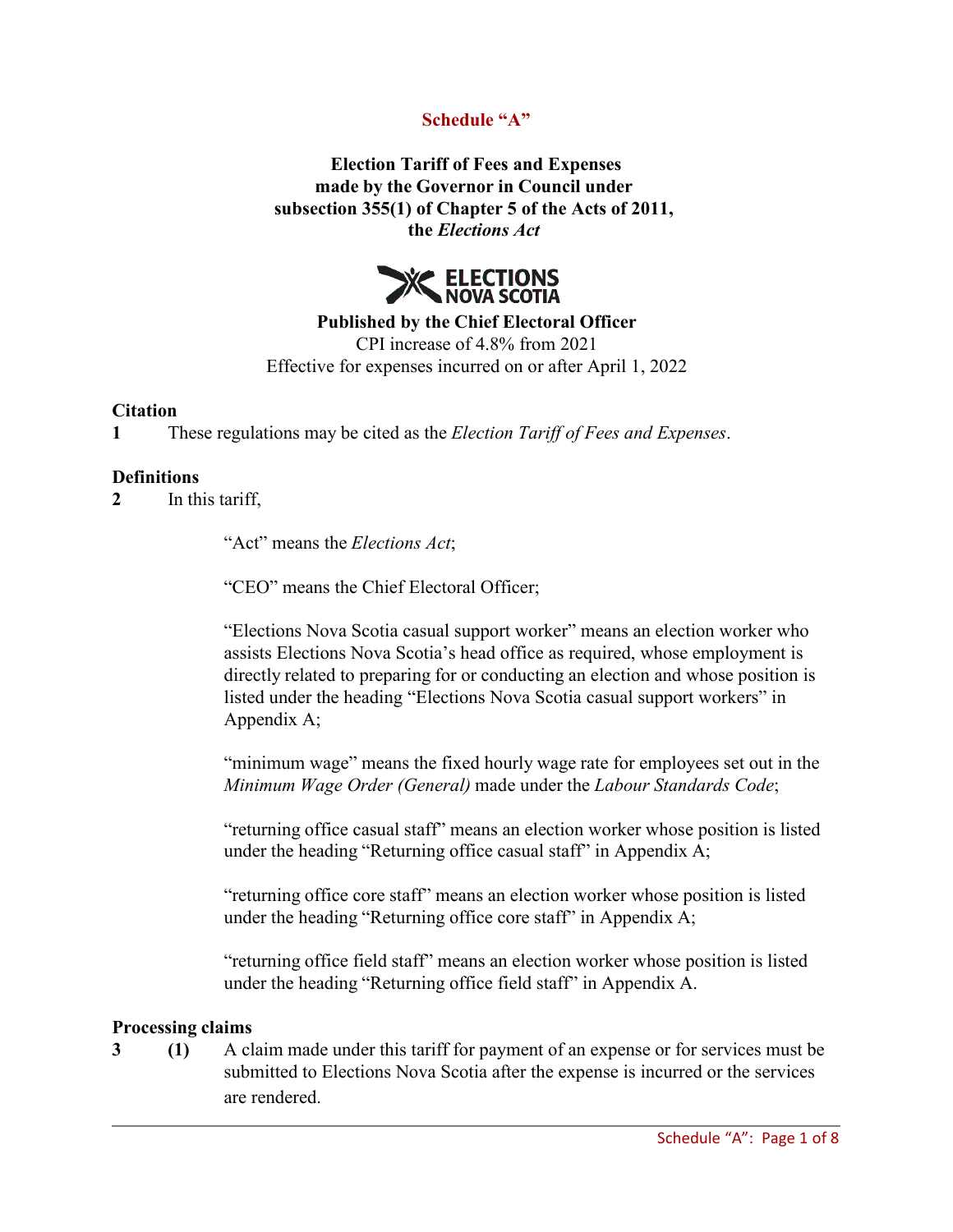**Schedule "A"**

**Election Tariff of Fees and Expenses**
**made by the Governor in Council under**
**subsection 355(1) of Chapter 5 of the Acts of 2011,**
**the *Elections Act***

**Published by the Chief Electoral Officer**
CPI increase of 4.8% from 2021
Effective for expenses incurred on or after April 1, 2022

**Citation**

**1** These regulations may be cited as the *Election Tariff of Fees and Expenses*.

**Definitions**

**2** In this tariff,

"Act" means the *Elections Act*;

"CEO" means the Chief Electoral Officer;

"Elections Nova Scotia casual support worker" means an election worker who assists Elections Nova Scotia's head office as required, whose employment is directly related to preparing for or conducting an election and whose position is listed under the heading "Elections Nova Scotia casual support workers" in Appendix A;

"minimum wage" means the fixed hourly wage rate for employees set out in the *Minimum Wage Order (General)* made under the *Labour Standards Code*;

"returning office casual staff" means an election worker whose position is listed under the heading "Returning office casual staff" in Appendix A;

"returning office core staff" means an election worker whose position is listed under the heading "Returning office core staff" in Appendix A;

"returning office field staff" means an election worker whose position is listed under the heading "Returning office field staff" in Appendix A.

**Processing claims**

**3** **(1)** A claim made under this tariff for payment of an expense or for services must be submitted to Elections Nova Scotia after the expense is incurred or the services are rendered.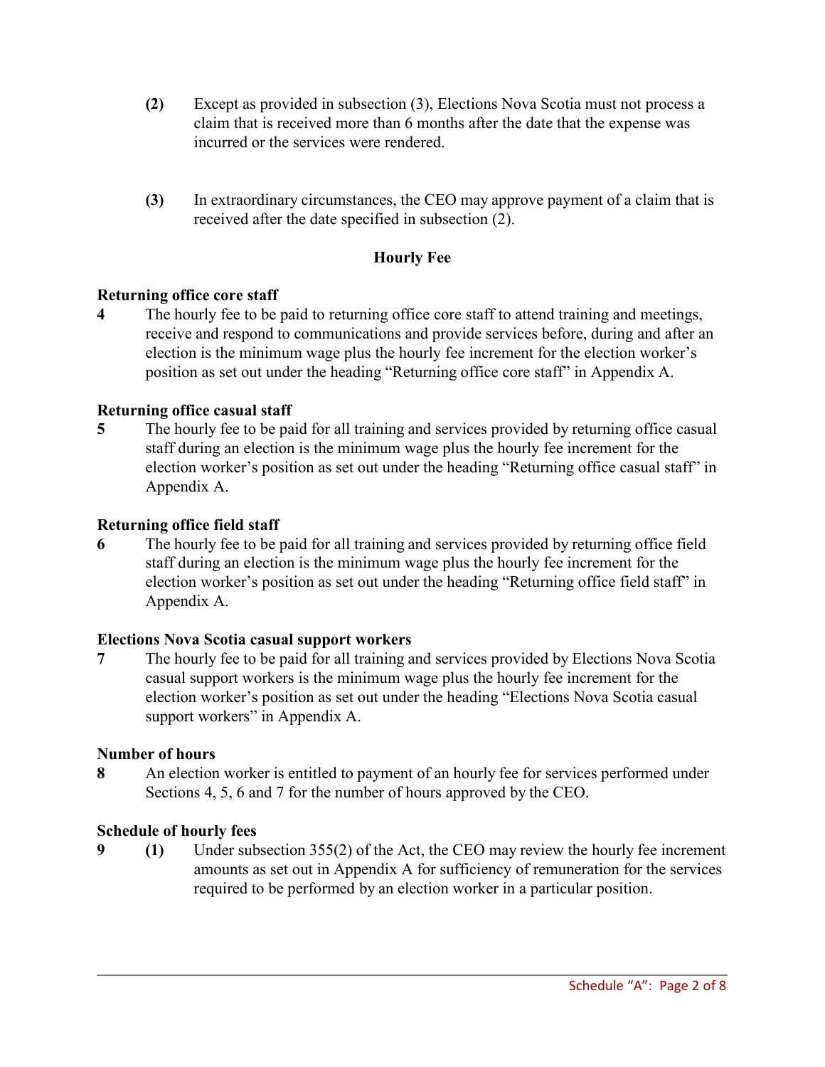**(2)** Except as provided in subsection (3), Elections Nova Scotia must not process a claim that is received more than 6 months after the date that the expense was incurred or the services were rendered.

**(3)** In extraordinary circumstances, the CEO may approve payment of a claim that is received after the date specified in subsection (2).

## Hourly Fee

**Returning office core staff**

**4** The hourly fee to be paid to returning office core staff to attend training and meetings, receive and respond to communications and provide services before, during and after an election is the minimum wage plus the hourly fee increment for the election worker's position as set out under the heading "Returning office core staff" in Appendix A.

**Returning office casual staff**

**5** The hourly fee to be paid for all training and services provided by returning office casual staff during an election is the minimum wage plus the hourly fee increment for the election worker's position as set out under the heading "Returning office casual staff" in Appendix A.

**Returning office field staff**

**6** The hourly fee to be paid for all training and services provided by returning office field staff during an election is the minimum wage plus the hourly fee increment for the election worker's position as set out under the heading "Returning office field staff" in Appendix A.

**Elections Nova Scotia casual support workers**

**7** The hourly fee to be paid for all training and services provided by Elections Nova Scotia casual support workers is the minimum wage plus the hourly fee increment for the election worker's position as set out under the heading "Elections Nova Scotia casual support workers" in Appendix A.

**Number of hours**

**8** An election worker is entitled to payment of an hourly fee for services performed under Sections 4, 5, 6 and 7 for the number of hours approved by the CEO.

**Schedule of hourly fees**

**9** **(1)** Under subsection 355(2) of the Act, the CEO may review the hourly fee increment amounts as set out in Appendix A for sufficiency of remuneration for the services required to be performed by an election worker in a particular position.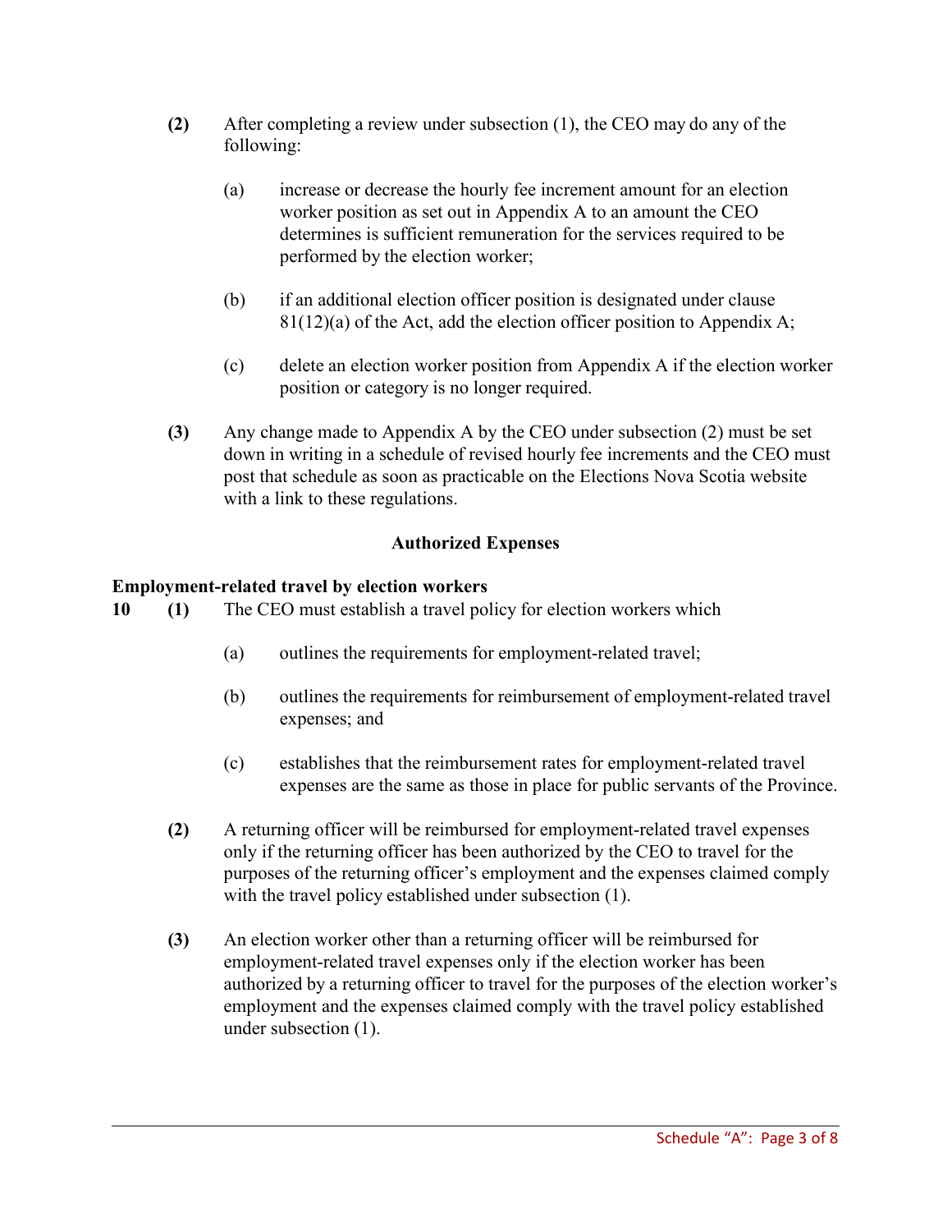**(2)** After completing a review under subsection (1), the CEO may do any of the following:

(a) increase or decrease the hourly fee increment amount for an election worker position as set out in Appendix A to an amount the CEO determines is sufficient remuneration for the services required to be performed by the election worker;

(b) if an additional election officer position is designated under clause 81(12)(a) of the Act, add the election officer position to Appendix A;

(c) delete an election worker position from Appendix A if the election worker position or category is no longer required.

**(3)** Any change made to Appendix A by the CEO under subsection (2) must be set down in writing in a schedule of revised hourly fee increments and the CEO must post that schedule as soon as practicable on the Elections Nova Scotia website with a link to these regulations.

## Authorized Expenses

### Employment-related travel by election workers

**10 (1)** The CEO must establish a travel policy for election workers which

(a) outlines the requirements for employment-related travel;

(b) outlines the requirements for reimbursement of employment-related travel expenses; and

(c) establishes that the reimbursement rates for employment-related travel expenses are the same as those in place for public servants of the Province.

**(2)** A returning officer will be reimbursed for employment-related travel expenses only if the returning officer has been authorized by the CEO to travel for the purposes of the returning officer's employment and the expenses claimed comply with the travel policy established under subsection (1).

**(3)** An election worker other than a returning officer will be reimbursed for employment-related travel expenses only if the election worker has been authorized by a returning officer to travel for the purposes of the election worker's employment and the expenses claimed comply with the travel policy established under subsection (1).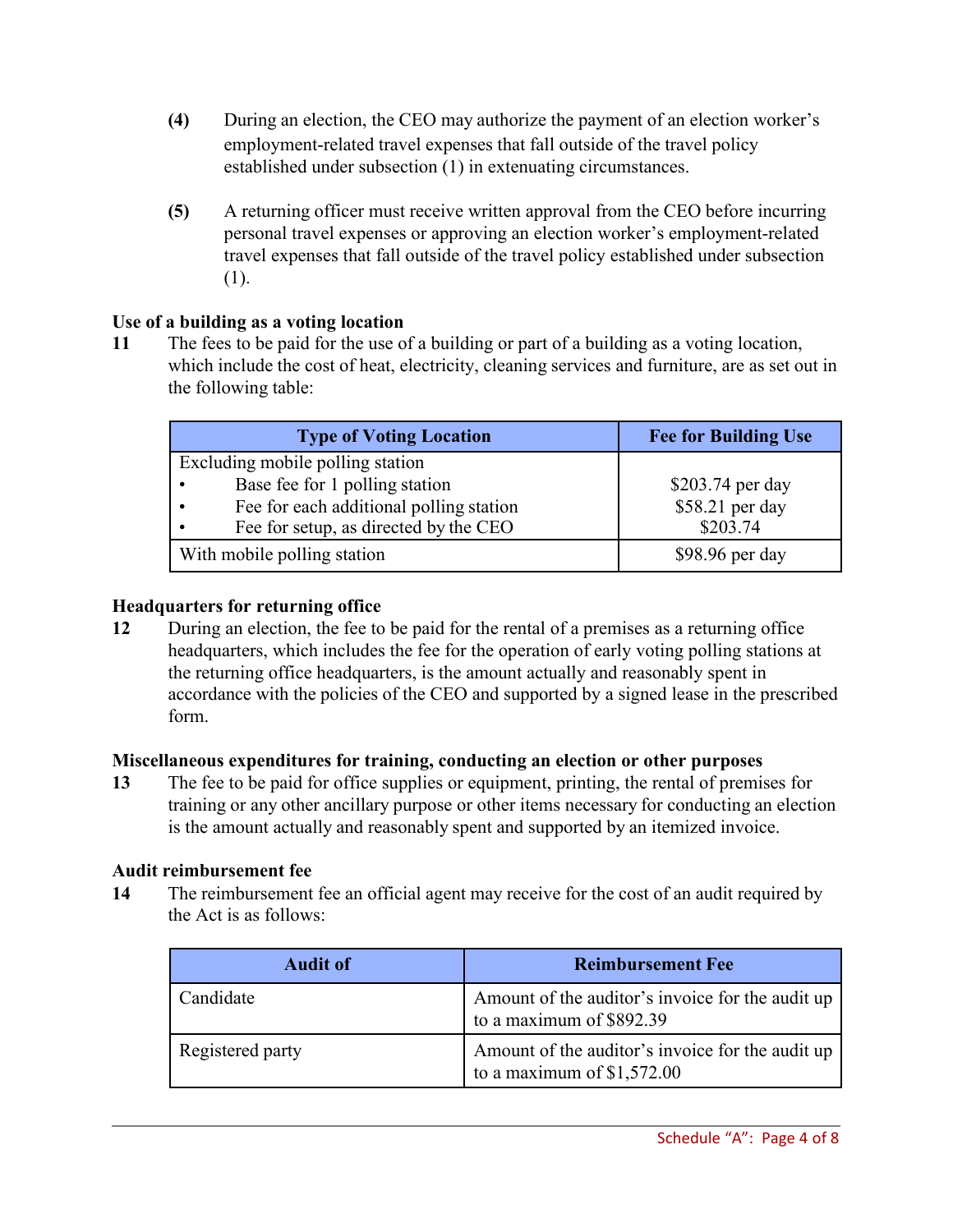**(4)** During an election, the CEO may authorize the payment of an election worker's employment-related travel expenses that fall outside of the travel policy established under subsection (1) in extenuating circumstances.

**(5)** A returning officer must receive written approval from the CEO before incurring personal travel expenses or approving an election worker's employment-related travel expenses that fall outside of the travel policy established under subsection (1).

**Use of a building as a voting location**

**11** The fees to be paid for the use of a building or part of a building as a voting location, which include the cost of heat, electricity, cleaning services and furniture, are as set out in the following table:

| Type of Voting Location | Fee for Building Use |
|---|---|
| Excluding mobile polling station<br>• Base fee for 1 polling station<br>• Fee for each additional polling station<br>• Fee for setup, as directed by the CEO | <br>$203.74 per day<br>$58.21 per day<br>$203.74 |
| With mobile polling station | $98.96 per day |

**Headquarters for returning office**

**12** During an election, the fee to be paid for the rental of a premises as a returning office headquarters, which includes the fee for the operation of early voting polling stations at the returning office headquarters, is the amount actually and reasonably spent in accordance with the policies of the CEO and supported by a signed lease in the prescribed form.

**Miscellaneous expenditures for training, conducting an election or other purposes**

**13** The fee to be paid for office supplies or equipment, printing, the rental of premises for training or any other ancillary purpose or other items necessary for conducting an election is the amount actually and reasonably spent and supported by an itemized invoice.

**Audit reimbursement fee**

**14** The reimbursement fee an official agent may receive for the cost of an audit required by the Act is as follows:

| Audit of | Reimbursement Fee |
|---|---|
| Candidate | Amount of the auditor's invoice for the audit up to a maximum of $892.39 |
| Registered party | Amount of the auditor's invoice for the audit up to a maximum of $1,572.00 |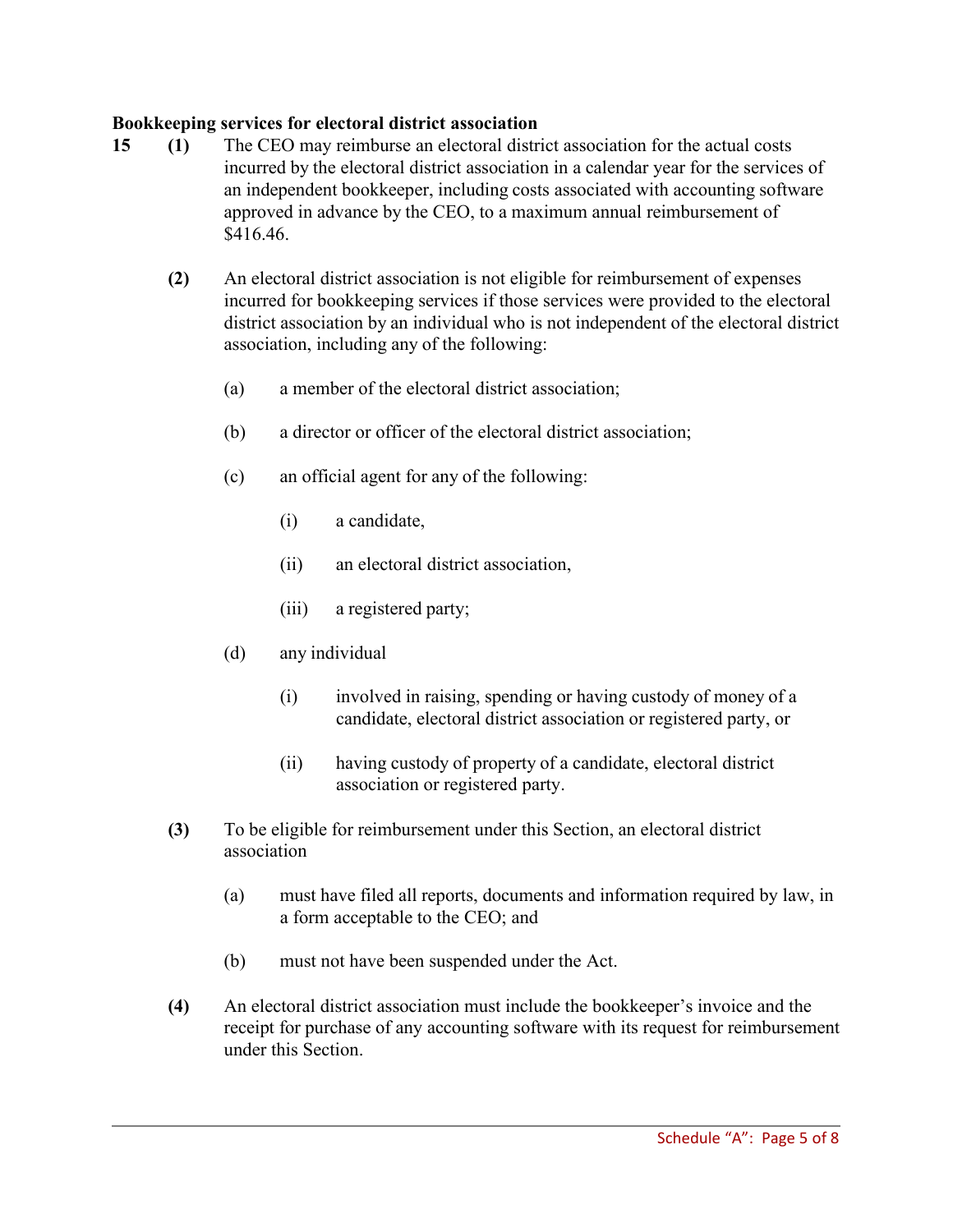**Bookkeeping services for electoral district association**

**15** **(1)** The CEO may reimburse an electoral district association for the actual costs incurred by the electoral district association in a calendar year for the services of an independent bookkeeper, including costs associated with accounting software approved in advance by the CEO, to a maximum annual reimbursement of $416.46.

**(2)** An electoral district association is not eligible for reimbursement of expenses incurred for bookkeeping services if those services were provided to the electoral district association by an individual who is not independent of the electoral district association, including any of the following:

(a) a member of the electoral district association;

(b) a director or officer of the electoral district association;

(c) an official agent for any of the following:

(i) a candidate,

(ii) an electoral district association,

(iii) a registered party;

(d) any individual

(i) involved in raising, spending or having custody of money of a candidate, electoral district association or registered party, or

(ii) having custody of property of a candidate, electoral district association or registered party.

**(3)** To be eligible for reimbursement under this Section, an electoral district association

(a) must have filed all reports, documents and information required by law, in a form acceptable to the CEO; and

(b) must not have been suspended under the Act.

**(4)** An electoral district association must include the bookkeeper's invoice and the receipt for purchase of any accounting software with its request for reimbursement under this Section.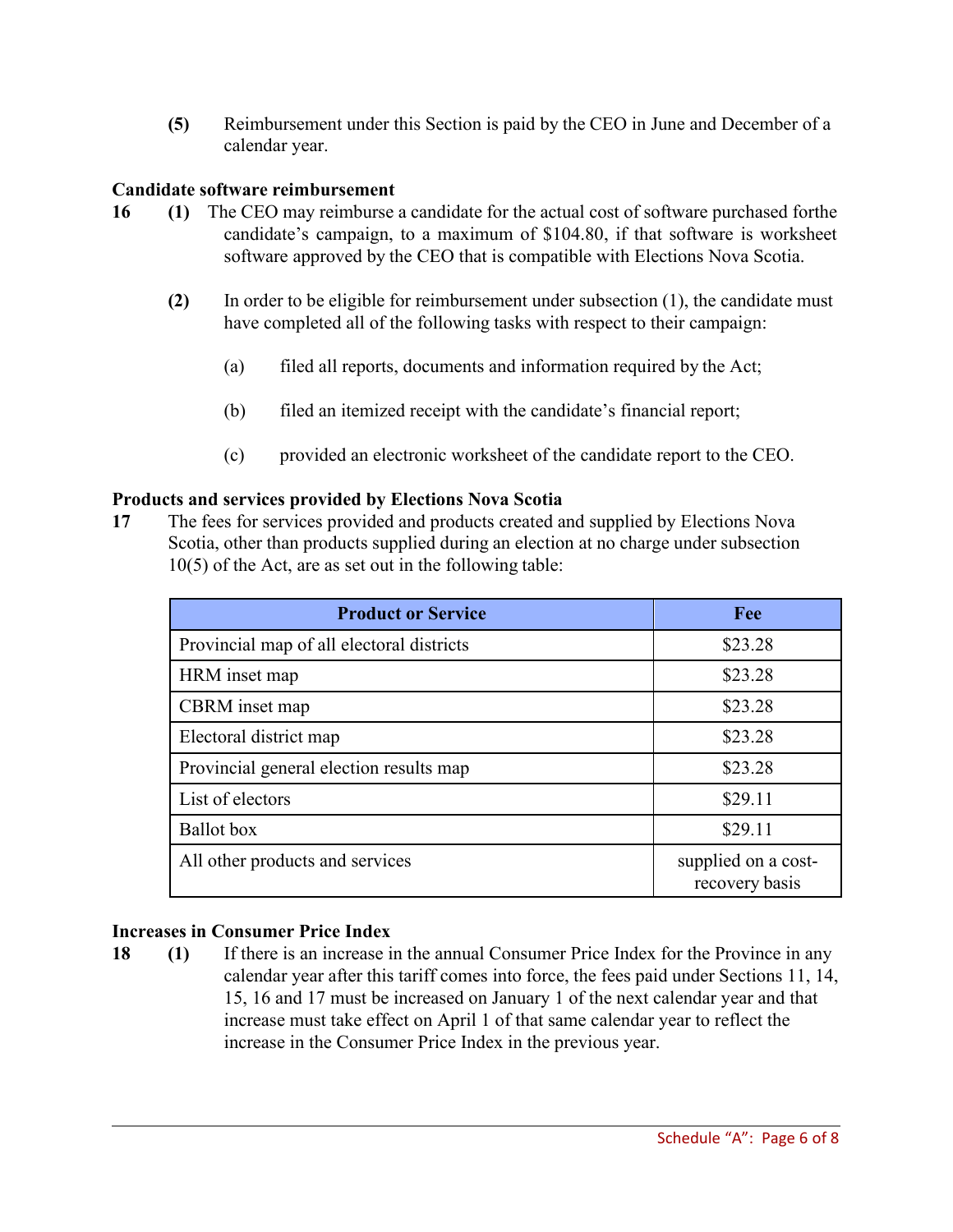**(5)** Reimbursement under this Section is paid by the CEO in June and December of a calendar year.

**Candidate software reimbursement**

**16** **(1)** The CEO may reimburse a candidate for the actual cost of software purchased forthe candidate's campaign, to a maximum of $104.80, if that software is worksheet software approved by the CEO that is compatible with Elections Nova Scotia.

**(2)** In order to be eligible for reimbursement under subsection (1), the candidate must have completed all of the following tasks with respect to their campaign:

(a) filed all reports, documents and information required by the Act;

(b) filed an itemized receipt with the candidate's financial report;

(c) provided an electronic worksheet of the candidate report to the CEO.

**Products and services provided by Elections Nova Scotia**

**17** The fees for services provided and products created and supplied by Elections Nova Scotia, other than products supplied during an election at no charge under subsection 10(5) of the Act, are as set out in the following table:

| Product or Service | Fee |
| --- | --- |
| Provincial map of all electoral districts | $23.28 |
| HRM inset map | $23.28 |
| CBRM inset map | $23.28 |
| Electoral district map | $23.28 |
| Provincial general election results map | $23.28 |
| List of electors | $29.11 |
| Ballot box | $29.11 |
| All other products and services | supplied on a cost-recovery basis |

**Increases in Consumer Price Index**

**18** **(1)** If there is an increase in the annual Consumer Price Index for the Province in any calendar year after this tariff comes into force, the fees paid under Sections 11, 14, 15, 16 and 17 must be increased on January 1 of the next calendar year and that increase must take effect on April 1 of that same calendar year to reflect the increase in the Consumer Price Index in the previous year.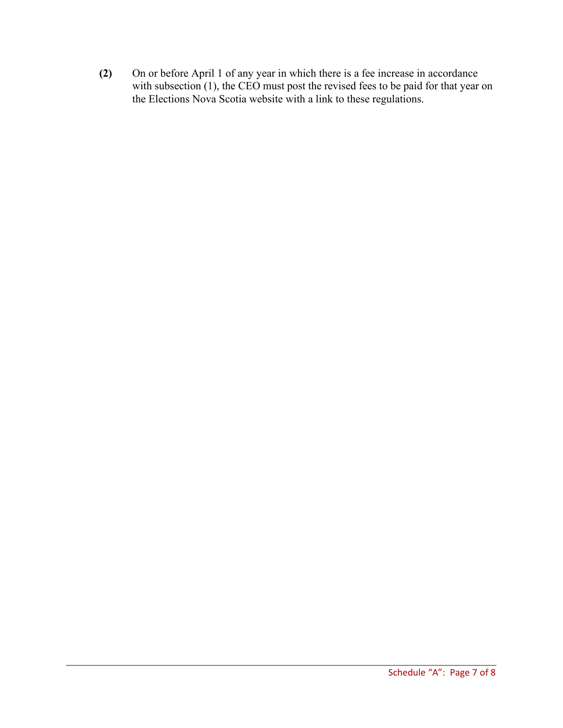**(2)** On or before April 1 of any year in which there is a fee increase in accordance with subsection (1), the CEO must post the revised fees to be paid for that year on the Elections Nova Scotia website with a link to these regulations.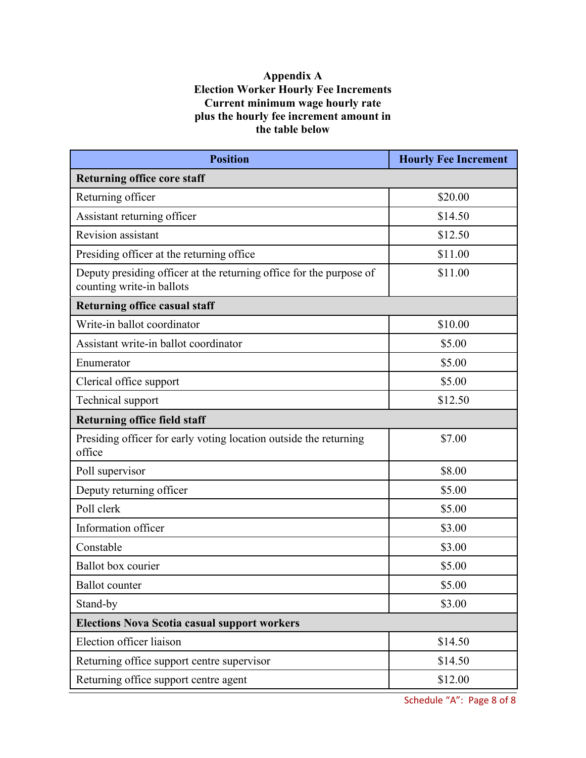**Appendix A**
**Election Worker Hourly Fee Increments**
**Current minimum wage hourly rate**
**plus the hourly fee increment amount in**
**the table below**

| Position | Hourly Fee Increment |
|---|---|
| **Returning office core staff** | |
| Returning officer | $20.00 |
| Assistant returning officer | $14.50 |
| Revision assistant | $12.50 |
| Presiding officer at the returning office | $11.00 |
| Deputy presiding officer at the returning office for the purpose of counting write-in ballots | $11.00 |
| **Returning office casual staff** | |
| Write-in ballot coordinator | $10.00 |
| Assistant write-in ballot coordinator | $5.00 |
| Enumerator | $5.00 |
| Clerical office support | $5.00 |
| Technical support | $12.50 |
| **Returning office field staff** | |
| Presiding officer for early voting location outside the returning office | $7.00 |
| Poll supervisor | $8.00 |
| Deputy returning officer | $5.00 |
| Poll clerk | $5.00 |
| Information officer | $3.00 |
| Constable | $3.00 |
| Ballot box courier | $5.00 |
| Ballot counter | $5.00 |
| Stand-by | $3.00 |
| **Elections Nova Scotia casual support workers** | |
| Election officer liaison | $14.50 |
| Returning office support centre supervisor | $14.50 |
| Returning office support centre agent | $12.00 |